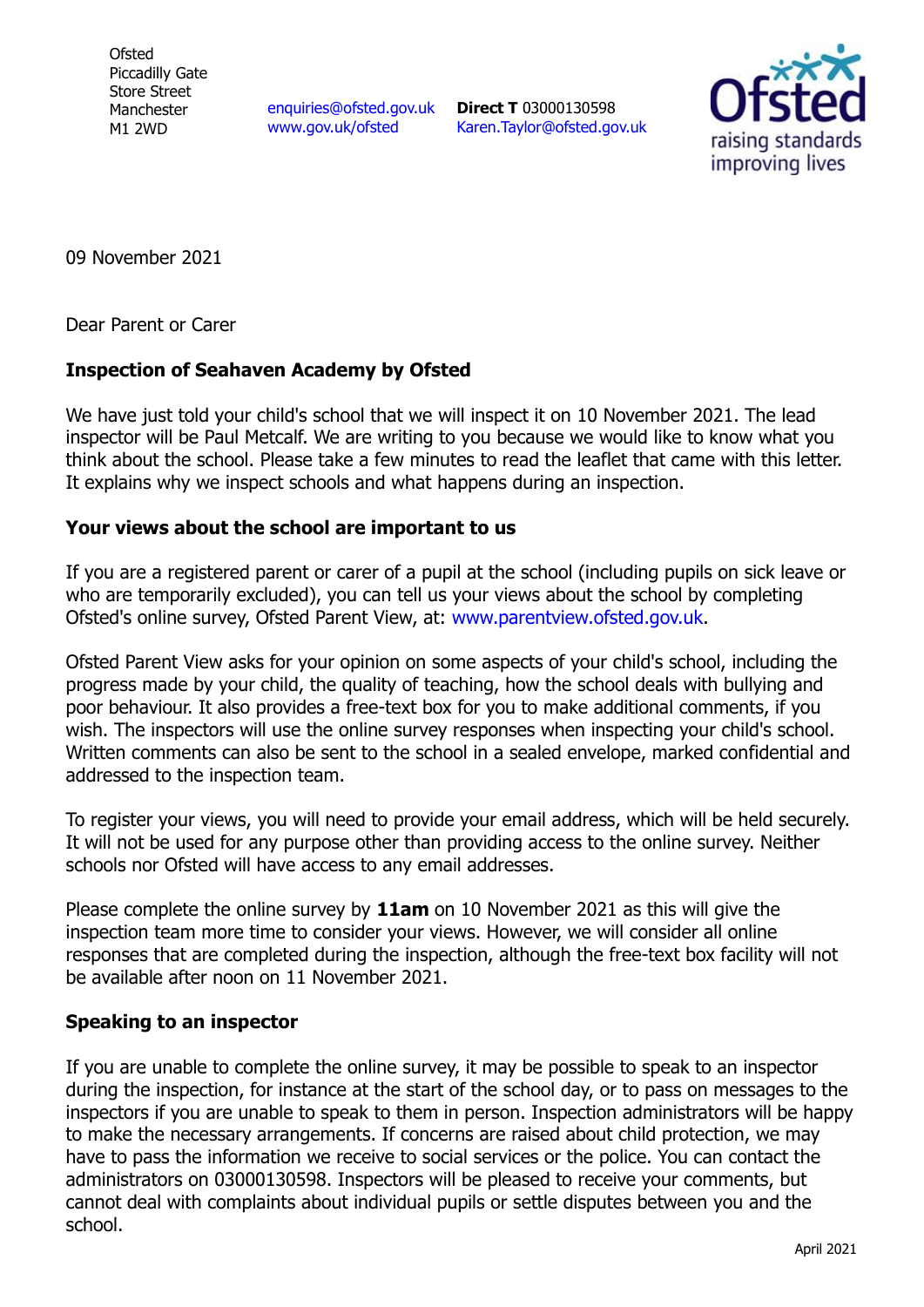Ofsted
Piccadilly Gate
Store Street
Manchester
M1 2WD

enquiries@ofsted.gov.uk
www.gov.uk/ofsted

**Direct T** 03000130598
Karen.Taylor@ofsted.gov.uk

Ofsted
raising standards
improving lives

09 November 2021

Dear Parent or Carer

**Inspection of Seahaven Academy by Ofsted**

We have just told your child's school that we will inspect it on 10 November 2021. The lead inspector will be Paul Metcalf. We are writing to you because we would like to know what you think about the school. Please take a few minutes to read the leaflet that came with this letter. It explains why we inspect schools and what happens during an inspection.

**Your views about the school are important to us**

If you are a registered parent or carer of a pupil at the school (including pupils on sick leave or who are temporarily excluded), you can tell us your views about the school by completing Ofsted's online survey, Ofsted Parent View, at: www.parentview.ofsted.gov.uk.

Ofsted Parent View asks for your opinion on some aspects of your child's school, including the progress made by your child, the quality of teaching, how the school deals with bullying and poor behaviour. It also provides a free-text box for you to make additional comments, if you wish. The inspectors will use the online survey responses when inspecting your child's school. Written comments can also be sent to the school in a sealed envelope, marked confidential and addressed to the inspection team.

To register your views, you will need to provide your email address, which will be held securely. It will not be used for any purpose other than providing access to the online survey. Neither schools nor Ofsted will have access to any email addresses.

Please complete the online survey by **11am** on 10 November 2021 as this will give the inspection team more time to consider your views. However, we will consider all online responses that are completed during the inspection, although the free-text box facility will not be available after noon on 11 November 2021.

**Speaking to an inspector**

If you are unable to complete the online survey, it may be possible to speak to an inspector during the inspection, for instance at the start of the school day, or to pass on messages to the inspectors if you are unable to speak to them in person. Inspection administrators will be happy to make the necessary arrangements. If concerns are raised about child protection, we may have to pass the information we receive to social services or the police. You can contact the administrators on 03000130598. Inspectors will be pleased to receive your comments, but cannot deal with complaints about individual pupils or settle disputes between you and the school.

April 2021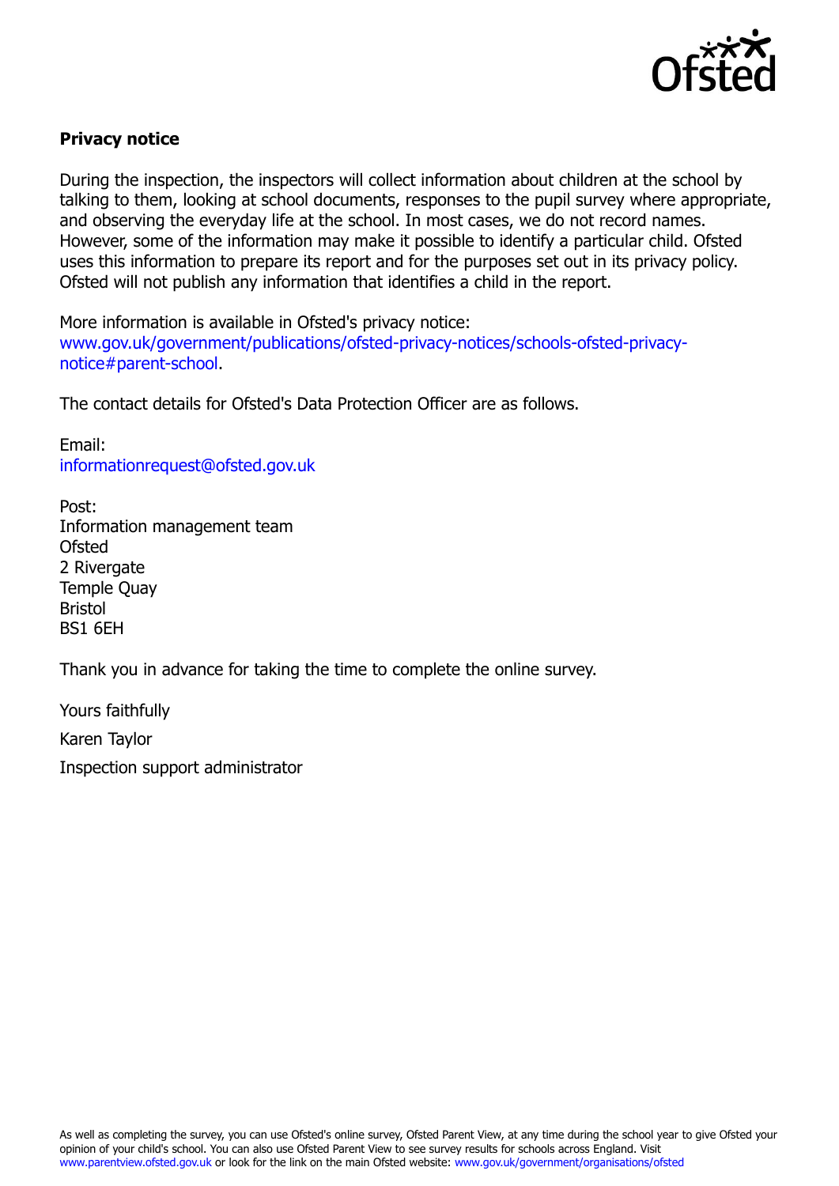**Privacy notice**

During the inspection, the inspectors will collect information about children at the school by talking to them, looking at school documents, responses to the pupil survey where appropriate, and observing the everyday life at the school. In most cases, we do not record names. However, some of the information may make it possible to identify a particular child. Ofsted uses this information to prepare its report and for the purposes set out in its privacy policy. Ofsted will not publish any information that identifies a child in the report.

More information is available in Ofsted's privacy notice:
www.gov.uk/government/publications/ofsted-privacy-notices/schools-ofsted-privacy-notice#parent-school.

The contact details for Ofsted's Data Protection Officer are as follows.

Email:
informationrequest@ofsted.gov.uk

Post:
Information management team
Ofsted
2 Rivergate
Temple Quay
Bristol
BS1 6EH

Thank you in advance for taking the time to complete the online survey.

Yours faithfully

Karen Taylor

Inspection support administrator

As well as completing the survey, you can use Ofsted's online survey, Ofsted Parent View, at any time during the school year to give Ofsted your opinion of your child's school. You can also use Ofsted Parent View to see survey results for schools across England. Visit www.parentview.ofsted.gov.uk or look for the link on the main Ofsted website: www.gov.uk/government/organisations/ofsted